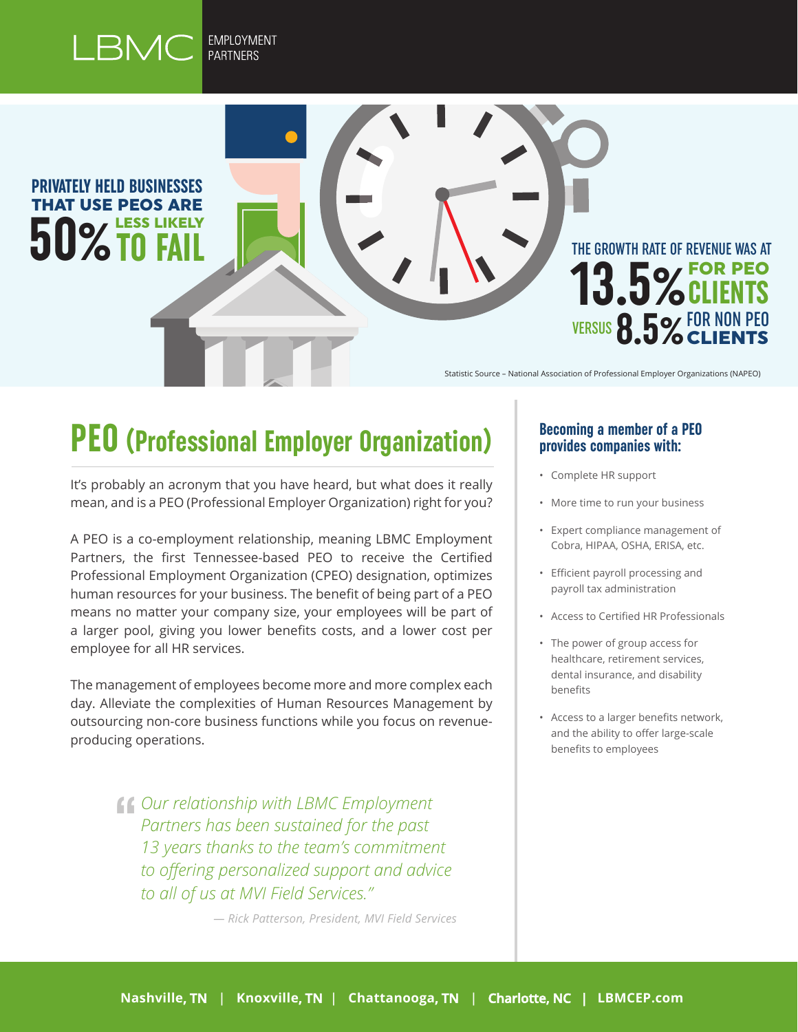LBMC EMPLOYMENT PARTNERS

**PRIVATELY HELD BUSINESSES THAT USE PEOS ARE 50% LESS LIKELY TO FAIL**

**THE GROWTH RATE OF REVENUE WAS AT 13.5% FOR PEO CLIENTS VERSUS 8.5% FOR NON PEO CLIENTS**

Statistic Source – National Association of Professional Employer Organizations (NAPEO)

# PEO (Professional Employer Organization)

It's probably an acronym that you have heard, but what does it really mean, and is a PEO (Professional Employer Organization) right for you?

A PEO is a co-employment relationship, meaning LBMC Employment Partners, the first Tennessee-based PEO to receive the Certified Professional Employment Organization (CPEO) designation, optimizes human resources for your business. The benefit of being part of a PEO means no matter your company size, your employees will be part of a larger pool, giving you lower benefits costs, and a lower cost per employee for all HR services.

The management of employees become more and more complex each day. Alleviate the complexities of Human Resources Management by outsourcing non-core business functions while you focus on revenue-producing operations.

> *"Our relationship with LBMC Employment Partners has been sustained for the past 13 years thanks to the team's commitment to offering personalized support and advice to all of us at MVI Field Services."*
>
> *— Rick Patterson, President, MVI Field Services*

### Becoming a member of a PEO provides companies with:

- Complete HR support
- More time to run your business
- Expert compliance management of Cobra, HIPAA, OSHA, ERISA, etc.
- Efficient payroll processing and payroll tax administration
- Access to Certified HR Professionals
- The power of group access for healthcare, retirement services, dental insurance, and disability benefits
- Access to a larger benefits network, and the ability to offer large-scale benefits to employees

**Nashville, TN | Knoxville, TN | Chattanooga, TN | Charlotte, NC | LBMCEP.com**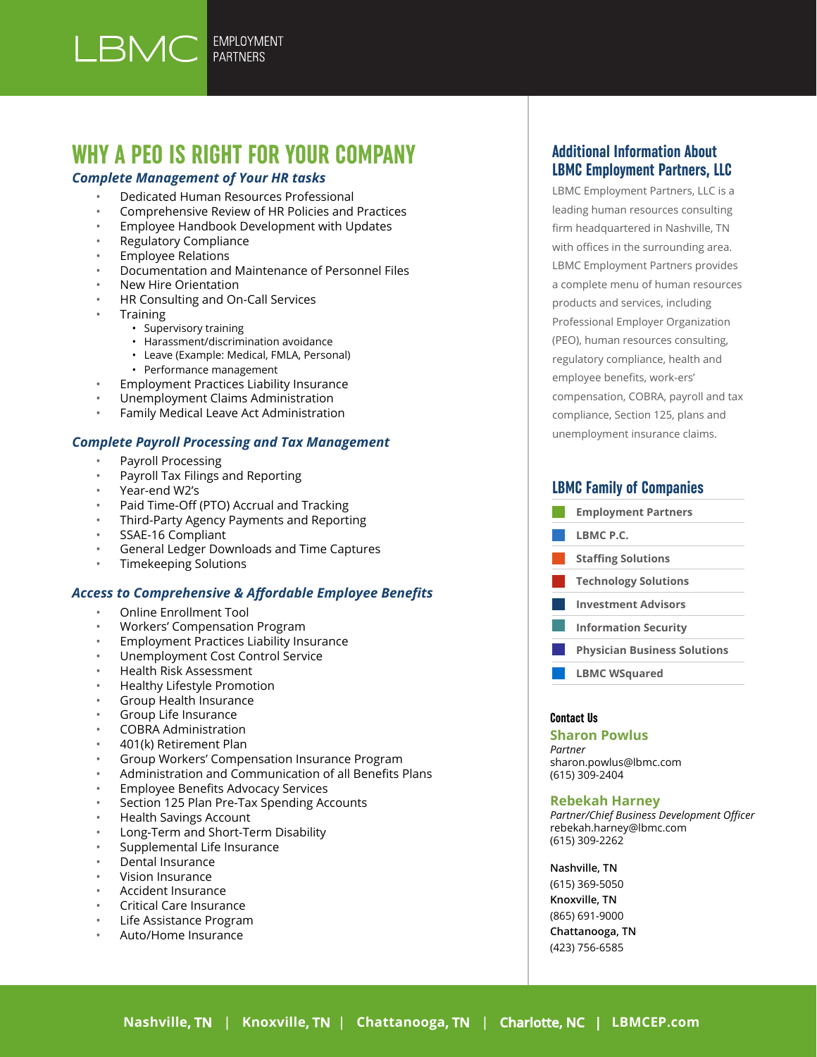LBMC EMPLOYMENT PARTNERS

# WHY A PEO IS RIGHT FOR YOUR COMPANY

### *Complete Management of Your HR tasks*

- Dedicated Human Resources Professional
- Comprehensive Review of HR Policies and Practices
- Employee Handbook Development with Updates
- Regulatory Compliance
- Employee Relations
- Documentation and Maintenance of Personnel Files
- New Hire Orientation
- HR Consulting and On-Call Services
- Training
  - Supervisory training
  - Harassment/discrimination avoidance
  - Leave (Example: Medical, FMLA, Personal)
  - Performance management
- Employment Practices Liability Insurance
- Unemployment Claims Administration
- Family Medical Leave Act Administration

### *Complete Payroll Processing and Tax Management*

- Payroll Processing
- Payroll Tax Filings and Reporting
- Year-end W2's
- Paid Time-Off (PTO) Accrual and Tracking
- Third-Party Agency Payments and Reporting
- SSAE-16 Compliant
- General Ledger Downloads and Time Captures
- Timekeeping Solutions

### *Access to Comprehensive & Affordable Employee Benefits*

- Online Enrollment Tool
- Workers' Compensation Program
- Employment Practices Liability Insurance
- Unemployment Cost Control Service
- Health Risk Assessment
- Healthy Lifestyle Promotion
- Group Health Insurance
- Group Life Insurance
- COBRA Administration
- 401(k) Retirement Plan
- Group Workers' Compensation Insurance Program
- Administration and Communication of all Benefits Plans
- Employee Benefits Advocacy Services
- Section 125 Plan Pre-Tax Spending Accounts
- Health Savings Account
- Long-Term and Short-Term Disability
- Supplemental Life Insurance
- Dental Insurance
- Vision Insurance
- Accident Insurance
- Critical Care Insurance
- Life Assistance Program
- Auto/Home Insurance

## Additional Information About LBMC Employment Partners, LLC

LBMC Employment Partners, LLC is a leading human resources consulting firm headquartered in Nashville, TN with offices in the surrounding area. LBMC Employment Partners provides a complete menu of human resources products and services, including Professional Employer Organization (PEO), human resources consulting, regulatory compliance, health and employee benefits, work-ers' compensation, COBRA, payroll and tax compliance, Section 125, plans and unemployment insurance claims.

## LBMC Family of Companies

- **Employment Partners**
- **LBMC P.C.**
- **Staffing Solutions**
- **Technology Solutions**
- **Investment Advisors**
- **Information Security**
- **Physician Business Solutions**
- **LBMC WSquared**

### Contact Us

**Sharon Powlus**
*Partner*
sharon.powlus@lbmc.com
(615) 309-2404

**Rebekah Harney**
*Partner/Chief Business Development Officer*
rebekah.harney@lbmc.com
(615) 309-2262

**Nashville, TN**
(615) 369-5050
**Knoxville, TN**
(865) 691-9000
**Chattanooga, TN**
(423) 756-6585

**Nashville, TN | Knoxville, TN | Chattanooga, TN | Charlotte, NC | LBMCEP.com**